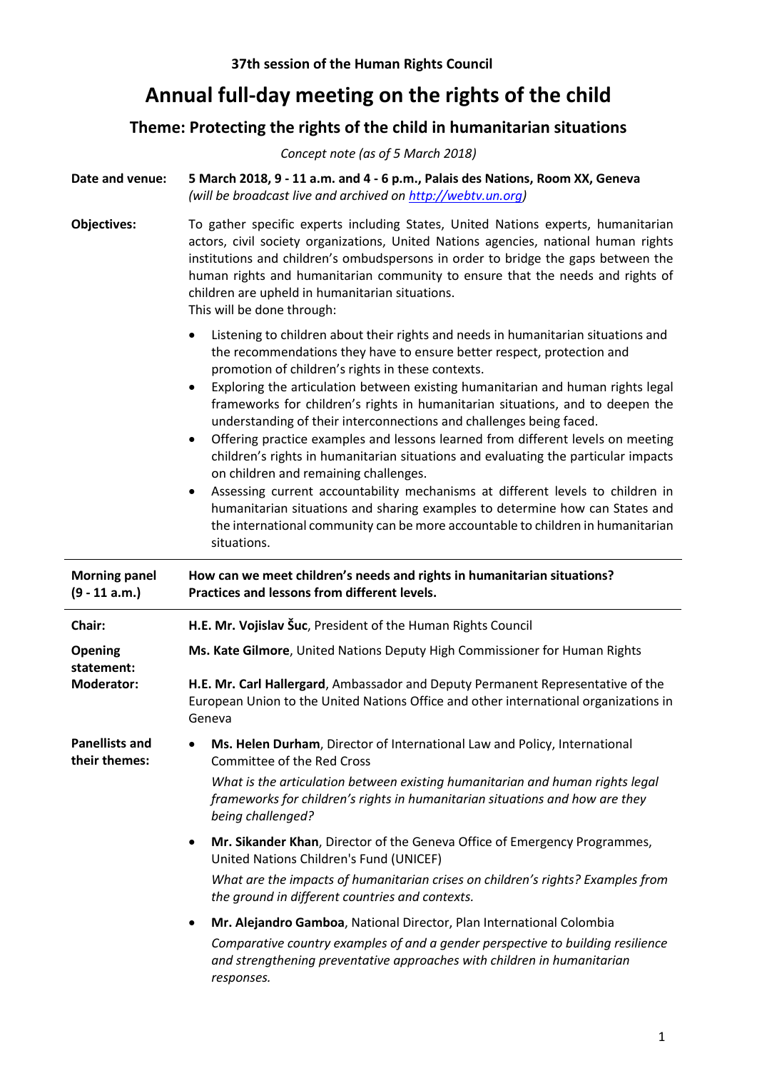**37th session of the Human Rights Council**

# Annual full-day meeting on the rights of the child

## Theme: Protecting the rights of the child in humanitarian situations

*Concept note (as of 5 March 2018)*

**Date and venue:** **5 March 2018, 9 - 11 a.m. and 4 - 6 p.m., Palais des Nations, Room XX, Geneva**
*(will be broadcast live and archived on [http://webtv.un.org](http://webtv.un.org))*

**Objectives:** To gather specific experts including States, United Nations experts, humanitarian actors, civil society organizations, United Nations agencies, national human rights institutions and children's ombudspersons in order to bridge the gaps between the human rights and humanitarian community to ensure that the needs and rights of children are upheld in humanitarian situations.
This will be done through:

- Listening to children about their rights and needs in humanitarian situations and the recommendations they have to ensure better respect, protection and promotion of children's rights in these contexts.
- Exploring the articulation between existing humanitarian and human rights legal frameworks for children's rights in humanitarian situations, and to deepen the understanding of their interconnections and challenges being faced.
- Offering practice examples and lessons learned from different levels on meeting children's rights in humanitarian situations and evaluating the particular impacts on children and remaining challenges.
- Assessing current accountability mechanisms at different levels to children in humanitarian situations and sharing examples to determine how can States and the international community can be more accountable to children in humanitarian situations.

---

**Morning panel (9 - 11 a.m.)** **How can we meet children's needs and rights in humanitarian situations? Practices and lessons from different levels.**

---

**Chair:** **H.E. Mr. Vojislav Šuc**, President of the Human Rights Council

**Opening statement:** **Ms. Kate Gilmore**, United Nations Deputy High Commissioner for Human Rights

**Moderator:** **H.E. Mr. Carl Hallergard**, Ambassador and Deputy Permanent Representative of the European Union to the United Nations Office and other international organizations in Geneva

**Panellists and their themes:**

- **Ms. Helen Durham**, Director of International Law and Policy, International Committee of the Red Cross
  *What is the articulation between existing humanitarian and human rights legal frameworks for children's rights in humanitarian situations and how are they being challenged?*
- **Mr. Sikander Khan**, Director of the Geneva Office of Emergency Programmes, United Nations Children's Fund (UNICEF)
  *What are the impacts of humanitarian crises on children's rights? Examples from the ground in different countries and contexts.*
- **Mr. Alejandro Gamboa**, National Director, Plan International Colombia
  *Comparative country examples of and a gender perspective to building resilience and strengthening preventative approaches with children in humanitarian responses.*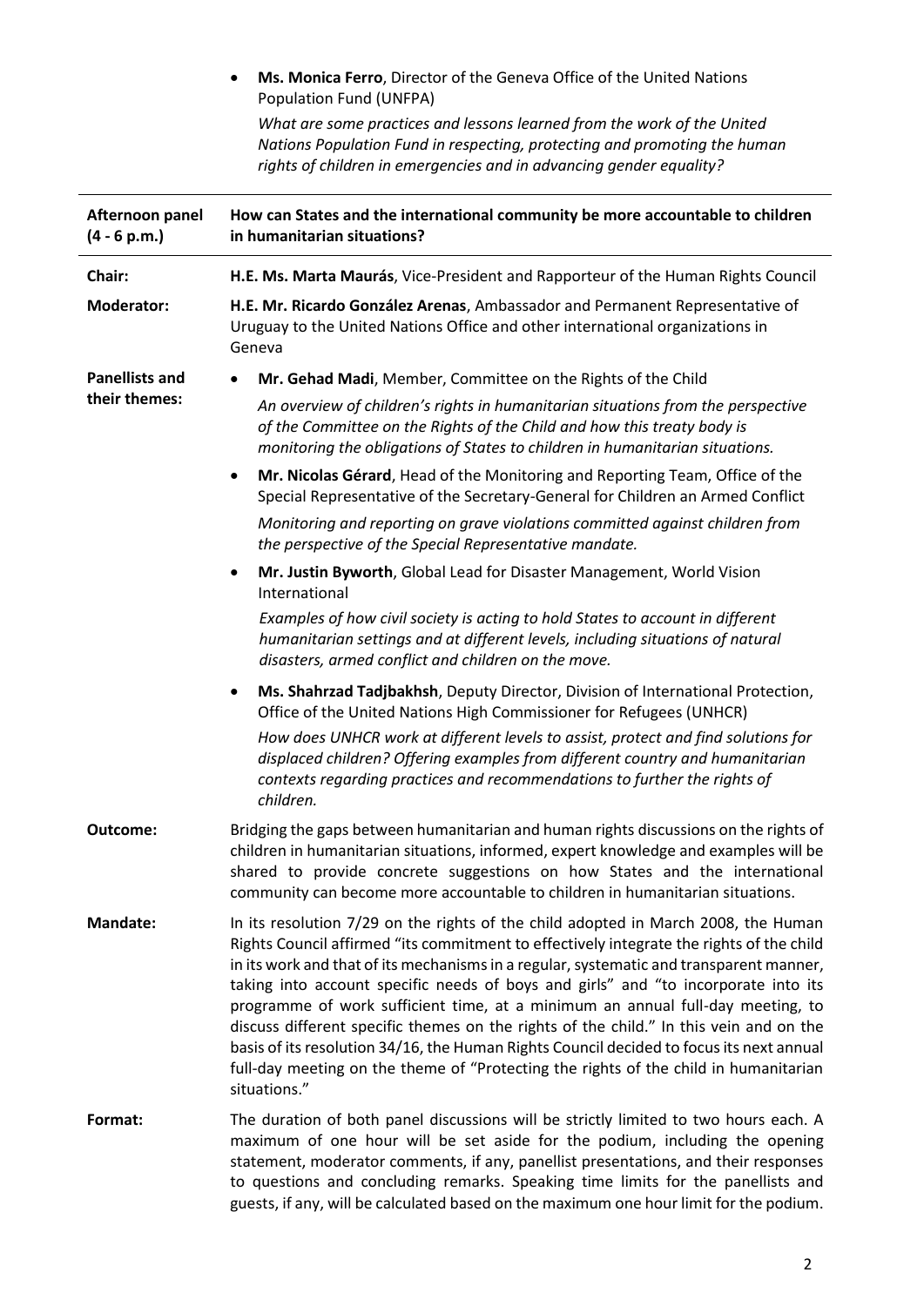- **Ms. Monica Ferro**, Director of the Geneva Office of the United Nations Population Fund (UNFPA)

  *What are some practices and lessons learned from the work of the United Nations Population Fund in respecting, protecting and promoting the human rights of children in emergencies and in advancing gender equality?*

| **Afternoon panel (4 - 6 p.m.)** | **How can States and the international community be more accountable to children in humanitarian situations?** |
| --- | --- |
| **Chair:** | **H.E. Ms. Marta Maurás**, Vice-President and Rapporteur of the Human Rights Council |
| **Moderator:** | **H.E. Mr. Ricardo González Arenas**, Ambassador and Permanent Representative of Uruguay to the United Nations Office and other international organizations in Geneva |
| **Panellists and their themes:** | • **Mr. Gehad Madi**, Member, Committee on the Rights of the Child<br>*An overview of children's rights in humanitarian situations from the perspective of the Committee on the Rights of the Child and how this treaty body is monitoring the obligations of States to children in humanitarian situations.*<br>• **Mr. Nicolas Gérard**, Head of the Monitoring and Reporting Team, Office of the Special Representative of the Secretary-General for Children an Armed Conflict<br>*Monitoring and reporting on grave violations committed against children from the perspective of the Special Representative mandate.*<br>• **Mr. Justin Byworth**, Global Lead for Disaster Management, World Vision International<br>*Examples of how civil society is acting to hold States to account in different humanitarian settings and at different levels, including situations of natural disasters, armed conflict and children on the move.*<br>• **Ms. Shahrzad Tadjbakhsh**, Deputy Director, Division of International Protection, Office of the United Nations High Commissioner for Refugees (UNHCR)<br>*How does UNHCR work at different levels to assist, protect and find solutions for displaced children? Offering examples from different country and humanitarian contexts regarding practices and recommendations to further the rights of children.* |
| **Outcome:** | Bridging the gaps between humanitarian and human rights discussions on the rights of children in humanitarian situations, informed, expert knowledge and examples will be shared to provide concrete suggestions on how States and the international community can become more accountable to children in humanitarian situations. |
| **Mandate:** | In its resolution 7/29 on the rights of the child adopted in March 2008, the Human Rights Council affirmed "its commitment to effectively integrate the rights of the child in its work and that of its mechanisms in a regular, systematic and transparent manner, taking into account specific needs of boys and girls" and "to incorporate into its programme of work sufficient time, at a minimum an annual full-day meeting, to discuss different specific themes on the rights of the child." In this vein and on the basis of its resolution 34/16, the Human Rights Council decided to focus its next annual full-day meeting on the theme of "Protecting the rights of the child in humanitarian situations." |
| **Format:** | The duration of both panel discussions will be strictly limited to two hours each. A maximum of one hour will be set aside for the podium, including the opening statement, moderator comments, if any, panellist presentations, and their responses to questions and concluding remarks. Speaking time limits for the panellists and guests, if any, will be calculated based on the maximum one hour limit for the podium. |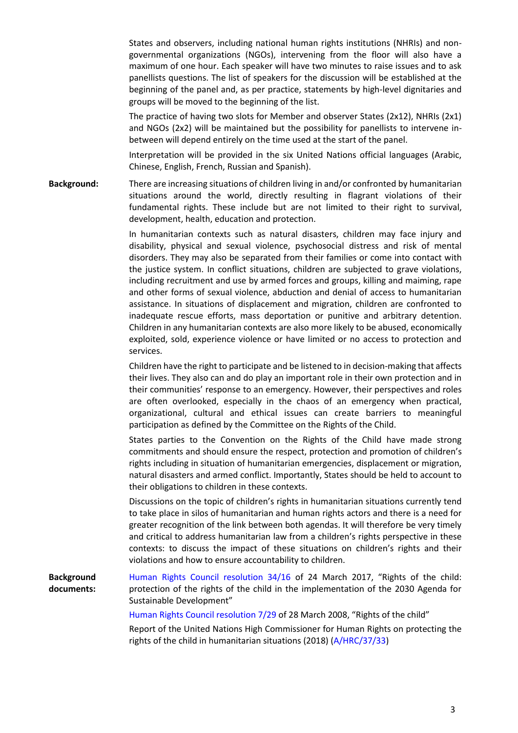States and observers, including national human rights institutions (NHRIs) and non-governmental organizations (NGOs), intervening from the floor will also have a maximum of one hour. Each speaker will have two minutes to raise issues and to ask panellists questions. The list of speakers for the discussion will be established at the beginning of the panel and, as per practice, statements by high-level dignitaries and groups will be moved to the beginning of the list.

The practice of having two slots for Member and observer States (2x12), NHRIs (2x1) and NGOs (2x2) will be maintained but the possibility for panellists to intervene in-between will depend entirely on the time used at the start of the panel.

Interpretation will be provided in the six United Nations official languages (Arabic, Chinese, English, French, Russian and Spanish).

**Background:**

There are increasing situations of children living in and/or confronted by humanitarian situations around the world, directly resulting in flagrant violations of their fundamental rights. These include but are not limited to their right to survival, development, health, education and protection.

In humanitarian contexts such as natural disasters, children may face injury and disability, physical and sexual violence, psychosocial distress and risk of mental disorders. They may also be separated from their families or come into contact with the justice system. In conflict situations, children are subjected to grave violations, including recruitment and use by armed forces and groups, killing and maiming, rape and other forms of sexual violence, abduction and denial of access to humanitarian assistance. In situations of displacement and migration, children are confronted to inadequate rescue efforts, mass deportation or punitive and arbitrary detention. Children in any humanitarian contexts are also more likely to be abused, economically exploited, sold, experience violence or have limited or no access to protection and services.

Children have the right to participate and be listened to in decision-making that affects their lives. They also can and do play an important role in their own protection and in their communities' response to an emergency. However, their perspectives and roles are often overlooked, especially in the chaos of an emergency when practical, organizational, cultural and ethical issues can create barriers to meaningful participation as defined by the Committee on the Rights of the Child.

States parties to the Convention on the Rights of the Child have made strong commitments and should ensure the respect, protection and promotion of children's rights including in situation of humanitarian emergencies, displacement or migration, natural disasters and armed conflict. Importantly, States should be held to account to their obligations to children in these contexts.

Discussions on the topic of children's rights in humanitarian situations currently tend to take place in silos of humanitarian and human rights actors and there is a need for greater recognition of the link between both agendas. It will therefore be very timely and critical to address humanitarian law from a children's rights perspective in these contexts: to discuss the impact of these situations on children's rights and their violations and how to ensure accountability to children.

**Background documents:**

Human Rights Council resolution 34/16 of 24 March 2017, "Rights of the child: protection of the rights of the child in the implementation of the 2030 Agenda for Sustainable Development"

Human Rights Council resolution 7/29 of 28 March 2008, "Rights of the child"

Report of the United Nations High Commissioner for Human Rights on protecting the rights of the child in humanitarian situations (2018) (A/HRC/37/33)